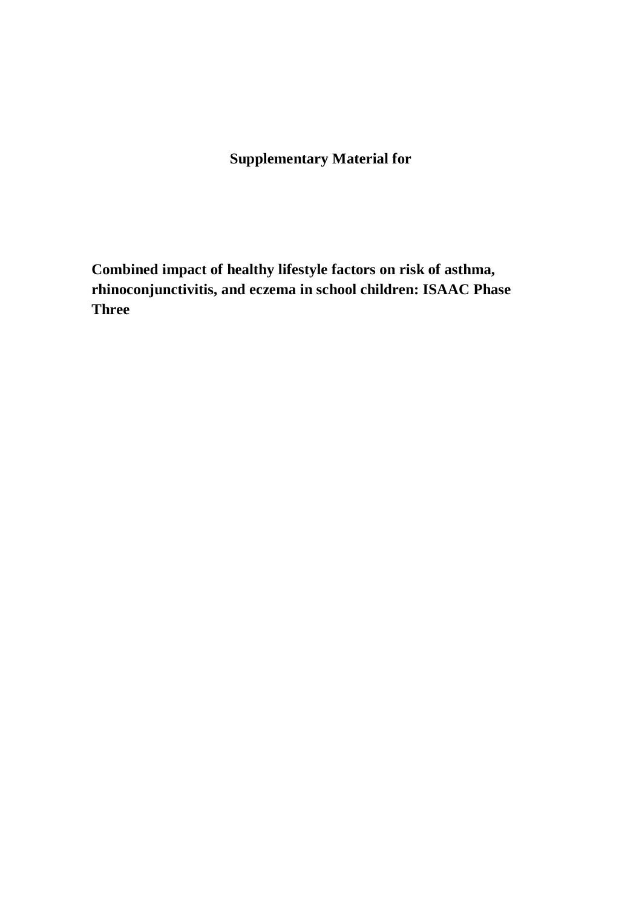**Supplementary Material for**

# Combined impact of healthy lifestyle factors on risk of asthma, rhinoconjunctivitis, and eczema in school children: ISAAC Phase Three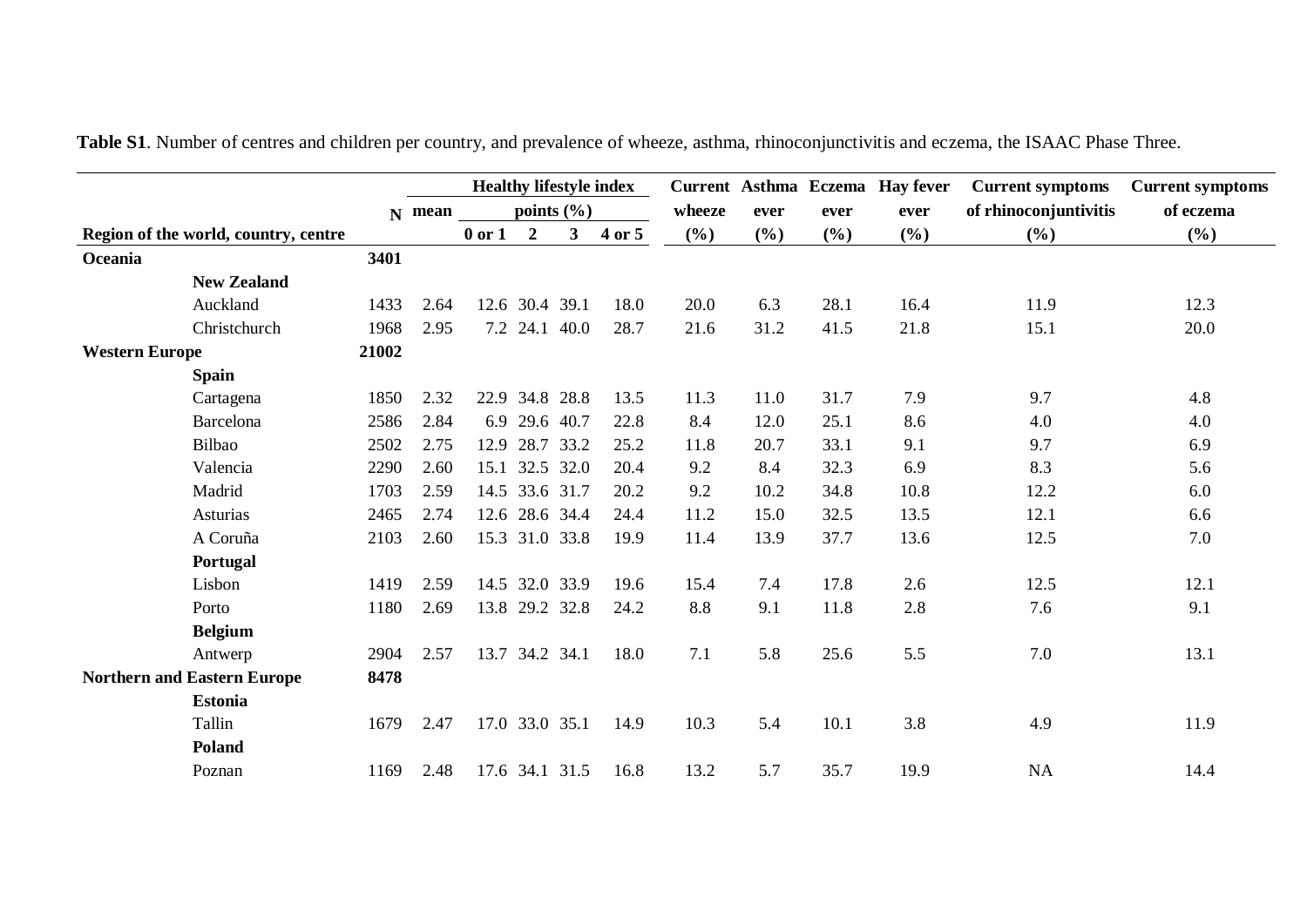**Table S1**. Number of centres and children per country, and prevalence of wheeze, asthma, rhinoconjunctivitis and eczema, the ISAAC Phase Three.

| Region of the world, country, centre | N | Healthy lifestyle index mean | Healthy lifestyle index points (%) 0 or 1 | 2 | 3 | 4 or 5 | Current wheeze (%) | Asthma ever (%) | Eczema ever (%) | Hay fever ever (%) | Current symptoms of rhinoconjuntivitis (%) | Current symptoms of eczema (%) |
|---|---|---|---|---|---|---|---|---|---|---|---|---|
| **Oceania** | **3401** | | | | | | | | | | | |
| **New Zealand** | | | | | | | | | | | | |
| Auckland | 1433 | 2.64 | 12.6 | 30.4 | 39.1 | 18.0 | 20.0 | 6.3 | 28.1 | 16.4 | 11.9 | 12.3 |
| Christchurch | 1968 | 2.95 | 7.2 | 24.1 | 40.0 | 28.7 | 21.6 | 31.2 | 41.5 | 21.8 | 15.1 | 20.0 |
| **Western Europe** | **21002** | | | | | | | | | | | |
| **Spain** | | | | | | | | | | | | |
| Cartagena | 1850 | 2.32 | 22.9 | 34.8 | 28.8 | 13.5 | 11.3 | 11.0 | 31.7 | 7.9 | 9.7 | 4.8 |
| Barcelona | 2586 | 2.84 | 6.9 | 29.6 | 40.7 | 22.8 | 8.4 | 12.0 | 25.1 | 8.6 | 4.0 | 4.0 |
| Bilbao | 2502 | 2.75 | 12.9 | 28.7 | 33.2 | 25.2 | 11.8 | 20.7 | 33.1 | 9.1 | 9.7 | 6.9 |
| Valencia | 2290 | 2.60 | 15.1 | 32.5 | 32.0 | 20.4 | 9.2 | 8.4 | 32.3 | 6.9 | 8.3 | 5.6 |
| Madrid | 1703 | 2.59 | 14.5 | 33.6 | 31.7 | 20.2 | 9.2 | 10.2 | 34.8 | 10.8 | 12.2 | 6.0 |
| Asturias | 2465 | 2.74 | 12.6 | 28.6 | 34.4 | 24.4 | 11.2 | 15.0 | 32.5 | 13.5 | 12.1 | 6.6 |
| A Coruña | 2103 | 2.60 | 15.3 | 31.0 | 33.8 | 19.9 | 11.4 | 13.9 | 37.7 | 13.6 | 12.5 | 7.0 |
| **Portugal** | | | | | | | | | | | | |
| Lisbon | 1419 | 2.59 | 14.5 | 32.0 | 33.9 | 19.6 | 15.4 | 7.4 | 17.8 | 2.6 | 12.5 | 12.1 |
| Porto | 1180 | 2.69 | 13.8 | 29.2 | 32.8 | 24.2 | 8.8 | 9.1 | 11.8 | 2.8 | 7.6 | 9.1 |
| **Belgium** | | | | | | | | | | | | |
| Antwerp | 2904 | 2.57 | 13.7 | 34.2 | 34.1 | 18.0 | 7.1 | 5.8 | 25.6 | 5.5 | 7.0 | 13.1 |
| **Northern and Eastern Europe** | **8478** | | | | | | | | | | | |
| **Estonia** | | | | | | | | | | | | |
| Tallin | 1679 | 2.47 | 17.0 | 33.0 | 35.1 | 14.9 | 10.3 | 5.4 | 10.1 | 3.8 | 4.9 | 11.9 |
| **Poland** | | | | | | | | | | | | |
| Poznan | 1169 | 2.48 | 17.6 | 34.1 | 31.5 | 16.8 | 13.2 | 5.7 | 35.7 | 19.9 | NA | 14.4 |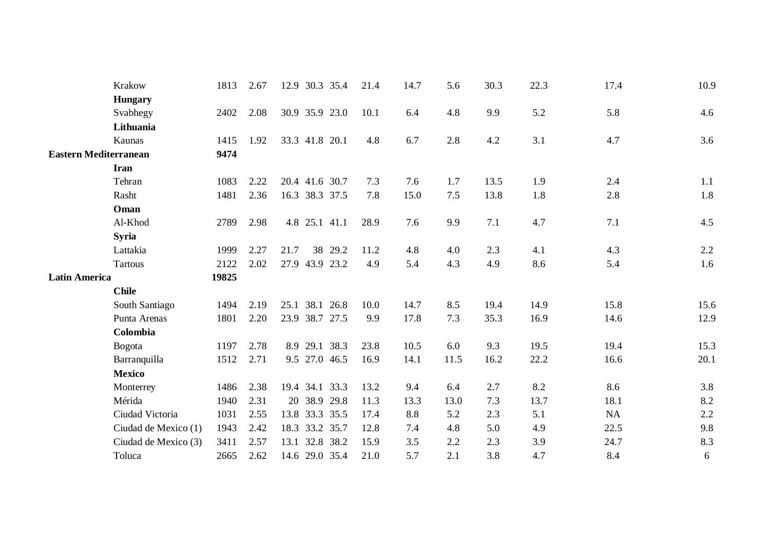| | | | | | | | | | | | | | |
|---|---|---|---|---|---|---|---|---|---|---|---|---|---|
| | Krakow | 1813 | 2.67 | 12.9 | 30.3 | 35.4 | 21.4 | 14.7 | 5.6 | 30.3 | 22.3 | 17.4 | 10.9 |
| | **Hungary** | | | | | | | | | | | | |
| | Svabhegy | 2402 | 2.08 | 30.9 | 35.9 | 23.0 | 10.1 | 6.4 | 4.8 | 9.9 | 5.2 | 5.8 | 4.6 |
| | **Lithuania** | | | | | | | | | | | | |
| | Kaunas | 1415 | 1.92 | 33.3 | 41.8 | 20.1 | 4.8 | 6.7 | 2.8 | 4.2 | 3.1 | 4.7 | 3.6 |
| **Eastern Mediterranean** | | **9474** | | | | | | | | | | | |
| | **Iran** | | | | | | | | | | | | |
| | Tehran | 1083 | 2.22 | 20.4 | 41.6 | 30.7 | 7.3 | 7.6 | 1.7 | 13.5 | 1.9 | 2.4 | 1.1 |
| | Rasht | 1481 | 2.36 | 16.3 | 38.3 | 37.5 | 7.8 | 15.0 | 7.5 | 13.8 | 1.8 | 2.8 | 1.8 |
| | **Oman** | | | | | | | | | | | | |
| | Al-Khod | 2789 | 2.98 | 4.8 | 25.1 | 41.1 | 28.9 | 7.6 | 9.9 | 7.1 | 4.7 | 7.1 | 4.5 |
| | **Syria** | | | | | | | | | | | | |
| | Lattakia | 1999 | 2.27 | 21.7 | 38 | 29.2 | 11.2 | 4.8 | 4.0 | 2.3 | 4.1 | 4.3 | 2.2 |
| | Tartous | 2122 | 2.02 | 27.9 | 43.9 | 23.2 | 4.9 | 5.4 | 4.3 | 4.9 | 8.6 | 5.4 | 1.6 |
| **Latin America** | | **19825** | | | | | | | | | | | |
| | **Chile** | | | | | | | | | | | | |
| | South Santiago | 1494 | 2.19 | 25.1 | 38.1 | 26.8 | 10.0 | 14.7 | 8.5 | 19.4 | 14.9 | 15.8 | 15.6 |
| | Punta Arenas | 1801 | 2.20 | 23.9 | 38.7 | 27.5 | 9.9 | 17.8 | 7.3 | 35.3 | 16.9 | 14.6 | 12.9 |
| | **Colombia** | | | | | | | | | | | | |
| | Bogota | 1197 | 2.78 | 8.9 | 29.1 | 38.3 | 23.8 | 10.5 | 6.0 | 9.3 | 19.5 | 19.4 | 15.3 |
| | Barranquilla | 1512 | 2.71 | 9.5 | 27.0 | 46.5 | 16.9 | 14.1 | 11.5 | 16.2 | 22.2 | 16.6 | 20.1 |
| | **Mexico** | | | | | | | | | | | | |
| | Monterrey | 1486 | 2.38 | 19.4 | 34.1 | 33.3 | 13.2 | 9.4 | 6.4 | 2.7 | 8.2 | 8.6 | 3.8 |
| | Mérida | 1940 | 2.31 | 20 | 38.9 | 29.8 | 11.3 | 13.3 | 13.0 | 7.3 | 13.7 | 18.1 | 8.2 |
| | Ciudad Victoria | 1031 | 2.55 | 13.8 | 33.3 | 35.5 | 17.4 | 8.8 | 5.2 | 2.3 | 5.1 | NA | 2.2 |
| | Ciudad de Mexico (1) | 1943 | 2.42 | 18.3 | 33.2 | 35.7 | 12.8 | 7.4 | 4.8 | 5.0 | 4.9 | 22.5 | 9.8 |
| | Ciudad de Mexico (3) | 3411 | 2.57 | 13.1 | 32.8 | 38.2 | 15.9 | 3.5 | 2.2 | 2.3 | 3.9 | 24.7 | 8.3 |
| | Toluca | 2665 | 2.62 | 14.6 | 29.0 | 35.4 | 21.0 | 5.7 | 2.1 | 3.8 | 4.7 | 8.4 | 6 |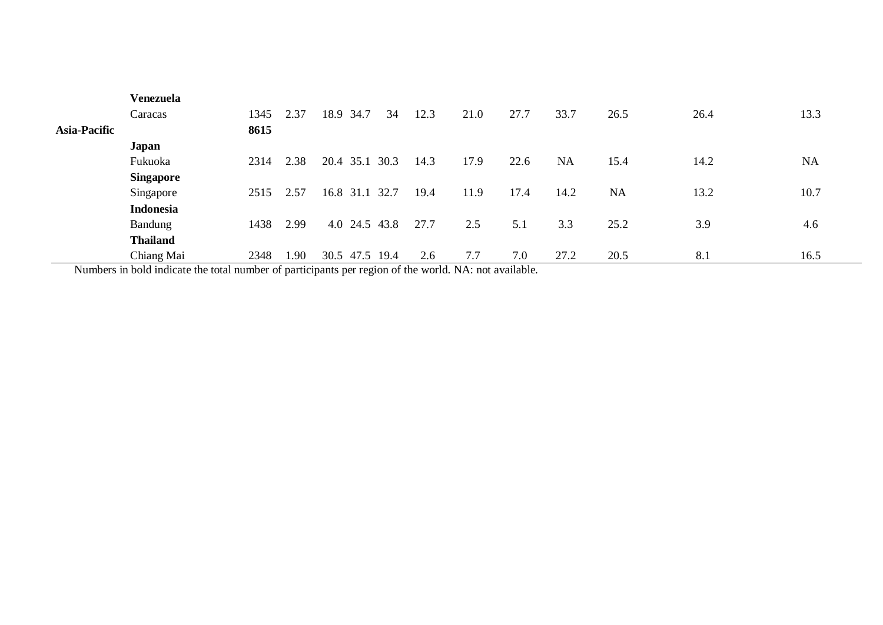| | | | | | | | | | | | | | | |
|---|---|---|---|---|---|---|---|---|---|---|---|---|---|---|
| | **Venezuela** | | | | | | | | | | | | | |
| | Caracas | 1345 | 2.37 | 18.9 | 34.7 | 34 | 12.3 | 21.0 | 27.7 | 33.7 | 26.5 | 26.4 | 13.3 |
| **Asia-Pacific** | | **8615** | | | | | | | | | | | |
| | **Japan** | | | | | | | | | | | | |
| | Fukuoka | 2314 | 2.38 | 20.4 | 35.1 | 30.3 | 14.3 | 17.9 | 22.6 | NA | 15.4 | 14.2 | NA |
| | **Singapore** | | | | | | | | | | | | |
| | Singapore | 2515 | 2.57 | 16.8 | 31.1 | 32.7 | 19.4 | 11.9 | 17.4 | 14.2 | NA | 13.2 | 10.7 |
| | **Indonesia** | | | | | | | | | | | | |
| | Bandung | 1438 | 2.99 | 4.0 | 24.5 | 43.8 | 27.7 | 2.5 | 5.1 | 3.3 | 25.2 | 3.9 | 4.6 |
| | **Thailand** | | | | | | | | | | | | |
| | Chiang Mai | 2348 | 1.90 | 30.5 | 47.5 | 19.4 | 2.6 | 7.7 | 7.0 | 27.2 | 20.5 | 8.1 | 16.5 |

Numbers in bold indicate the total number of participants per region of the world. NA: not available.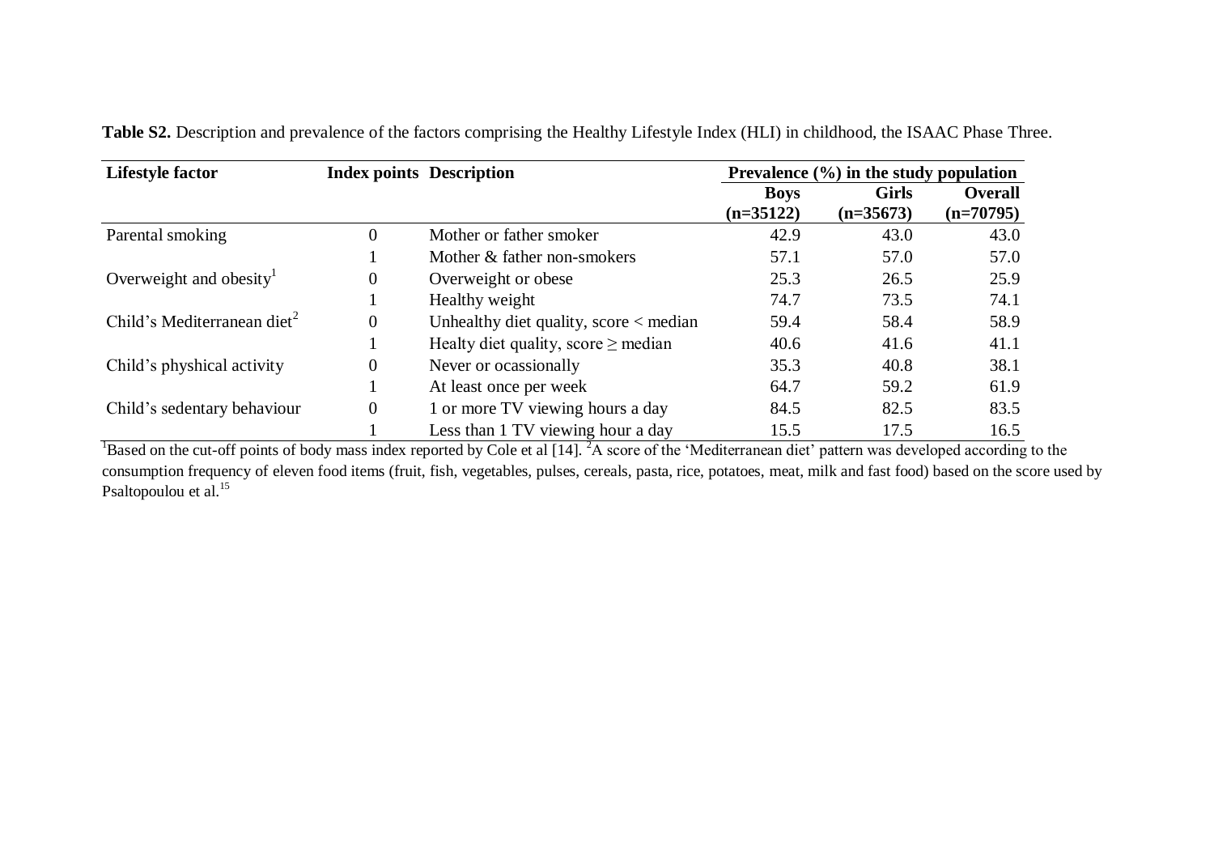**Table S2.** Description and prevalence of the factors comprising the Healthy Lifestyle Index (HLI) in childhood, the ISAAC Phase Three.

| Lifestyle factor | Index points | Description | Prevalence (%) in the study population | | |
|---|---|---|---|---|---|
| | | | Boys (n=35122) | Girls (n=35673) | Overall (n=70795) |
| Parental smoking | 0 | Mother or father smoker | 42.9 | 43.0 | 43.0 |
| | 1 | Mother & father non-smokers | 57.1 | 57.0 | 57.0 |
| Overweight and obesity[1] | 0 | Overweight or obese | 25.3 | 26.5 | 25.9 |
| | 1 | Healthy weight | 74.7 | 73.5 | 74.1 |
| Child's Mediterranean diet[2] | 0 | Unhealthy diet quality, score < median | 59.4 | 58.4 | 58.9 |
| | 1 | Healty diet quality, score ≥ median | 40.6 | 41.6 | 41.1 |
| Child's physical activity | 0 | Never or ocassionally | 35.3 | 40.8 | 38.1 |
| | 1 | At least once per week | 64.7 | 59.2 | 61.9 |
| Child's sedentary behaviour | 0 | 1 or more TV viewing hours a day | 84.5 | 82.5 | 83.5 |
| | 1 | Less than 1 TV viewing hour a day | 15.5 | 17.5 | 16.5 |

[1]Based on the cut-off points of body mass index reported by Cole et al [14]. [2]A score of the 'Mediterranean diet' pattern was developed according to the consumption frequency of eleven food items (fruit, fish, vegetables, pulses, cereals, pasta, rice, potatoes, meat, milk and fast food) based on the score used by Psaltopoulou et al.[15]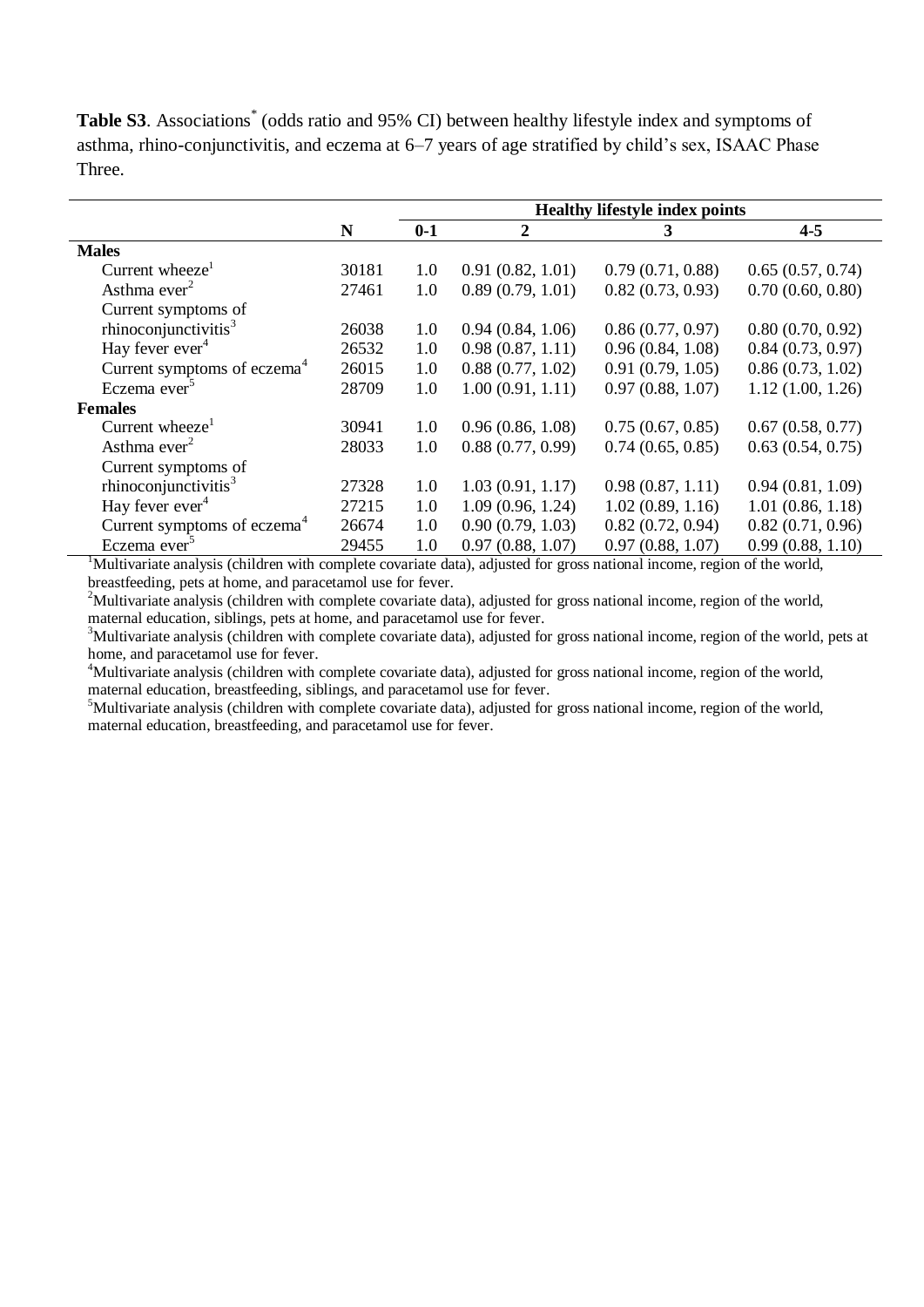**Table S3**. Associations[*] (odds ratio and 95% CI) between healthy lifestyle index and symptoms of asthma, rhino-conjunctivitis, and eczema at 6–7 years of age stratified by child's sex, ISAAC Phase Three.

| | | Healthy lifestyle index points | | | |
|---|---|---|---|---|---|
| | **N** | **0-1** | **2** | **3** | **4-5** |
| **Males** | | | | | |
| Current wheeze[1] | 30181 | 1.0 | 0.91 (0.82, 1.01) | 0.79 (0.71, 0.88) | 0.65 (0.57, 0.74) |
| Asthma ever[2] | 27461 | 1.0 | 0.89 (0.79, 1.01) | 0.82 (0.73, 0.93) | 0.70 (0.60, 0.80) |
| Current symptoms of rhinoconjunctivitis[3] | 26038 | 1.0 | 0.94 (0.84, 1.06) | 0.86 (0.77, 0.97) | 0.80 (0.70, 0.92) |
| Hay fever ever[4] | 26532 | 1.0 | 0.98 (0.87, 1.11) | 0.96 (0.84, 1.08) | 0.84 (0.73, 0.97) |
| Current symptoms of eczema[4] | 26015 | 1.0 | 0.88 (0.77, 1.02) | 0.91 (0.79, 1.05) | 0.86 (0.73, 1.02) |
| Eczema ever[5] | 28709 | 1.0 | 1.00 (0.91, 1.11) | 0.97 (0.88, 1.07) | 1.12 (1.00, 1.26) |
| **Females** | | | | | |
| Current wheeze[1] | 30941 | 1.0 | 0.96 (0.86, 1.08) | 0.75 (0.67, 0.85) | 0.67 (0.58, 0.77) |
| Asthma ever[2] | 28033 | 1.0 | 0.88 (0.77, 0.99) | 0.74 (0.65, 0.85) | 0.63 (0.54, 0.75) |
| Current symptoms of rhinoconjunctivitis[3] | 27328 | 1.0 | 1.03 (0.91, 1.17) | 0.98 (0.87, 1.11) | 0.94 (0.81, 1.09) |
| Hay fever ever[4] | 27215 | 1.0 | 1.09 (0.96, 1.24) | 1.02 (0.89, 1.16) | 1.01 (0.86, 1.18) |
| Current symptoms of eczema[4] | 26674 | 1.0 | 0.90 (0.79, 1.03) | 0.82 (0.72, 0.94) | 0.82 (0.71, 0.96) |
| Eczema ever[5] | 29455 | 1.0 | 0.97 (0.88, 1.07) | 0.97 (0.88, 1.07) | 0.99 (0.88, 1.10) |

[1]Multivariate analysis (children with complete covariate data), adjusted for gross national income, region of the world, breastfeeding, pets at home, and paracetamol use for fever.
[2]Multivariate analysis (children with complete covariate data), adjusted for gross national income, region of the world, maternal education, siblings, pets at home, and paracetamol use for fever.
[3]Multivariate analysis (children with complete covariate data), adjusted for gross national income, region of the world, pets at home, and paracetamol use for fever.
[4]Multivariate analysis (children with complete covariate data), adjusted for gross national income, region of the world, maternal education, breastfeeding, siblings, and paracetamol use for fever.
[5]Multivariate analysis (children with complete covariate data), adjusted for gross national income, region of the world, maternal education, breastfeeding, and paracetamol use for fever.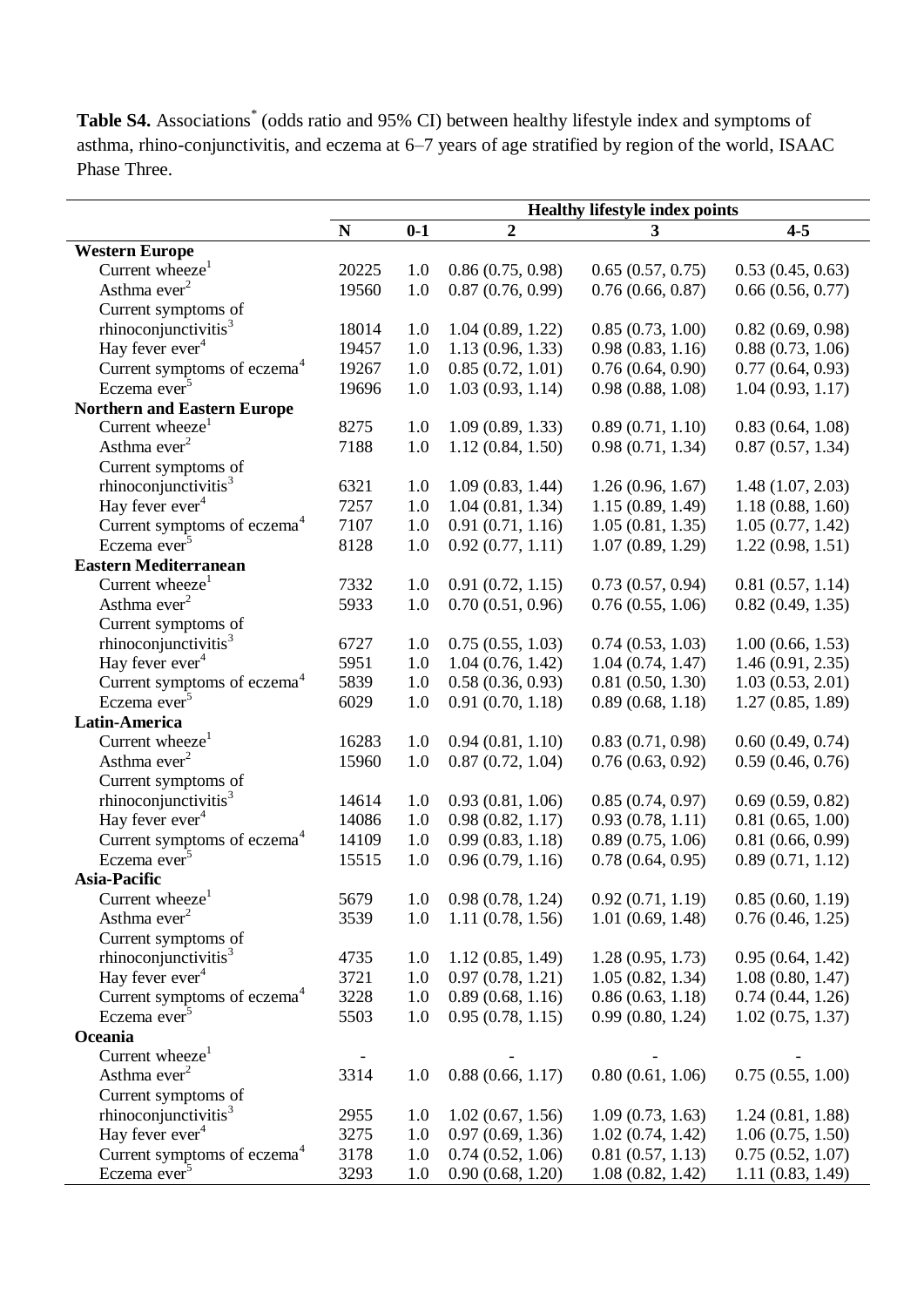**Table S4.** Associations* (odds ratio and 95% CI) between healthy lifestyle index and symptoms of asthma, rhino-conjunctivitis, and eczema at 6–7 years of age stratified by region of the world, ISAAC Phase Three.

| | | Healthy lifestyle index points | | | |
|---|---|---|---|---|---|
| | **N** | **0-1** | **2** | **3** | **4-5** |
| **Western Europe** | | | | | |
| Current wheeze[1] | 20225 | 1.0 | 0.86 (0.75, 0.98) | 0.65 (0.57, 0.75) | 0.53 (0.45, 0.63) |
| Asthma ever[2] | 19560 | 1.0 | 0.87 (0.76, 0.99) | 0.76 (0.66, 0.87) | 0.66 (0.56, 0.77) |
| Current symptoms of rhinoconjunctivitis[3] | 18014 | 1.0 | 1.04 (0.89, 1.22) | 0.85 (0.73, 1.00) | 0.82 (0.69, 0.98) |
| Hay fever ever[4] | 19457 | 1.0 | 1.13 (0.96, 1.33) | 0.98 (0.83, 1.16) | 0.88 (0.73, 1.06) |
| Current symptoms of eczema[4] | 19267 | 1.0 | 0.85 (0.72, 1.01) | 0.76 (0.64, 0.90) | 0.77 (0.64, 0.93) |
| Eczema ever[5] | 19696 | 1.0 | 1.03 (0.93, 1.14) | 0.98 (0.88, 1.08) | 1.04 (0.93, 1.17) |
| **Northern and Eastern Europe** | | | | | |
| Current wheeze[1] | 8275 | 1.0 | 1.09 (0.89, 1.33) | 0.89 (0.71, 1.10) | 0.83 (0.64, 1.08) |
| Asthma ever[2] | 7188 | 1.0 | 1.12 (0.84, 1.50) | 0.98 (0.71, 1.34) | 0.87 (0.57, 1.34) |
| Current symptoms of rhinoconjunctivitis[3] | 6321 | 1.0 | 1.09 (0.83, 1.44) | 1.26 (0.96, 1.67) | 1.48 (1.07, 2.03) |
| Hay fever ever[4] | 7257 | 1.0 | 1.04 (0.81, 1.34) | 1.15 (0.89, 1.49) | 1.18 (0.88, 1.60) |
| Current symptoms of eczema[4] | 7107 | 1.0 | 0.91 (0.71, 1.16) | 1.05 (0.81, 1.35) | 1.05 (0.77, 1.42) |
| Eczema ever[5] | 8128 | 1.0 | 0.92 (0.77, 1.11) | 1.07 (0.89, 1.29) | 1.22 (0.98, 1.51) |
| **Eastern Mediterranean** | | | | | |
| Current wheeze[1] | 7332 | 1.0 | 0.91 (0.72, 1.15) | 0.73 (0.57, 0.94) | 0.81 (0.57, 1.14) |
| Asthma ever[2] | 5933 | 1.0 | 0.70 (0.51, 0.96) | 0.76 (0.55, 1.06) | 0.82 (0.49, 1.35) |
| Current symptoms of rhinoconjunctivitis[3] | 6727 | 1.0 | 0.75 (0.55, 1.03) | 0.74 (0.53, 1.03) | 1.00 (0.66, 1.53) |
| Hay fever ever[4] | 5951 | 1.0 | 1.04 (0.76, 1.42) | 1.04 (0.74, 1.47) | 1.46 (0.91, 2.35) |
| Current symptoms of eczema[4] | 5839 | 1.0 | 0.58 (0.36, 0.93) | 0.81 (0.50, 1.30) | 1.03 (0.53, 2.01) |
| Eczema ever[5] | 6029 | 1.0 | 0.91 (0.70, 1.18) | 0.89 (0.68, 1.18) | 1.27 (0.85, 1.89) |
| **Latin-America** | | | | | |
| Current wheeze[1] | 16283 | 1.0 | 0.94 (0.81, 1.10) | 0.83 (0.71, 0.98) | 0.60 (0.49, 0.74) |
| Asthma ever[2] | 15960 | 1.0 | 0.87 (0.72, 1.04) | 0.76 (0.63, 0.92) | 0.59 (0.46, 0.76) |
| Current symptoms of rhinoconjunctivitis[3] | 14614 | 1.0 | 0.93 (0.81, 1.06) | 0.85 (0.74, 0.97) | 0.69 (0.59, 0.82) |
| Hay fever ever[4] | 14086 | 1.0 | 0.98 (0.82, 1.17) | 0.93 (0.78, 1.11) | 0.81 (0.65, 1.00) |
| Current symptoms of eczema[4] | 14109 | 1.0 | 0.99 (0.83, 1.18) | 0.89 (0.75, 1.06) | 0.81 (0.66, 0.99) |
| Eczema ever[5] | 15515 | 1.0 | 0.96 (0.79, 1.16) | 0.78 (0.64, 0.95) | 0.89 (0.71, 1.12) |
| **Asia-Pacific** | | | | | |
| Current wheeze[1] | 5679 | 1.0 | 0.98 (0.78, 1.24) | 0.92 (0.71, 1.19) | 0.85 (0.60, 1.19) |
| Asthma ever[2] | 3539 | 1.0 | 1.11 (0.78, 1.56) | 1.01 (0.69, 1.48) | 0.76 (0.46, 1.25) |
| Current symptoms of rhinoconjunctivitis[3] | 4735 | 1.0 | 1.12 (0.85, 1.49) | 1.28 (0.95, 1.73) | 0.95 (0.64, 1.42) |
| Hay fever ever[4] | 3721 | 1.0 | 0.97 (0.78, 1.21) | 1.05 (0.82, 1.34) | 1.08 (0.80, 1.47) |
| Current symptoms of eczema[4] | 3228 | 1.0 | 0.89 (0.68, 1.16) | 0.86 (0.63, 1.18) | 0.74 (0.44, 1.26) |
| Eczema ever[5] | 5503 | 1.0 | 0.95 (0.78, 1.15) | 0.99 (0.80, 1.24) | 1.02 (0.75, 1.37) |
| **Oceania** | | | | | |
| Current wheeze[1] | - | | - | - | - |
| Asthma ever[2] | 3314 | 1.0 | 0.88 (0.66, 1.17) | 0.80 (0.61, 1.06) | 0.75 (0.55, 1.00) |
| Current symptoms of rhinoconjunctivitis[3] | 2955 | 1.0 | 1.02 (0.67, 1.56) | 1.09 (0.73, 1.63) | 1.24 (0.81, 1.88) |
| Hay fever ever[4] | 3275 | 1.0 | 0.97 (0.69, 1.36) | 1.02 (0.74, 1.42) | 1.06 (0.75, 1.50) |
| Current symptoms of eczema[4] | 3178 | 1.0 | 0.74 (0.52, 1.06) | 0.81 (0.57, 1.13) | 0.75 (0.52, 1.07) |
| Eczema ever[5] | 3293 | 1.0 | 0.90 (0.68, 1.20) | 1.08 (0.82, 1.42) | 1.11 (0.83, 1.49) |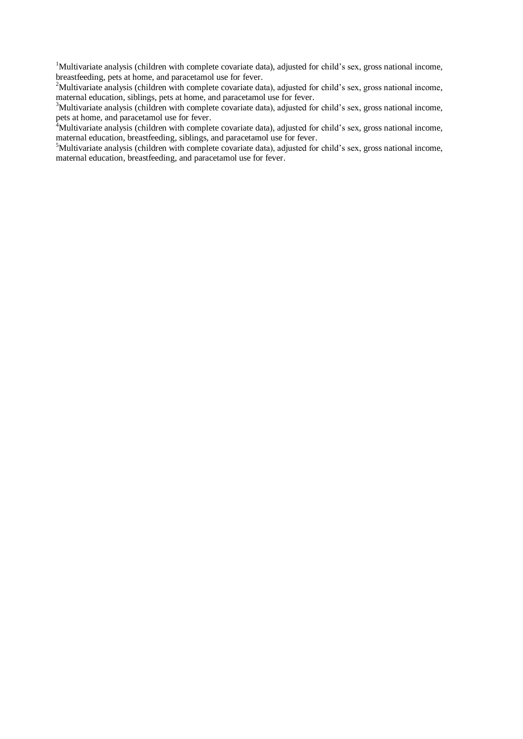[1]Multivariate analysis (children with complete covariate data), adjusted for child's sex, gross national income, breastfeeding, pets at home, and paracetamol use for fever.

[2]Multivariate analysis (children with complete covariate data), adjusted for child's sex, gross national income, maternal education, siblings, pets at home, and paracetamol use for fever.

[3]Multivariate analysis (children with complete covariate data), adjusted for child's sex, gross national income, pets at home, and paracetamol use for fever.

[4]Multivariate analysis (children with complete covariate data), adjusted for child's sex, gross national income, maternal education, breastfeeding, siblings, and paracetamol use for fever.

[5]Multivariate analysis (children with complete covariate data), adjusted for child's sex, gross national income, maternal education, breastfeeding, and paracetamol use for fever.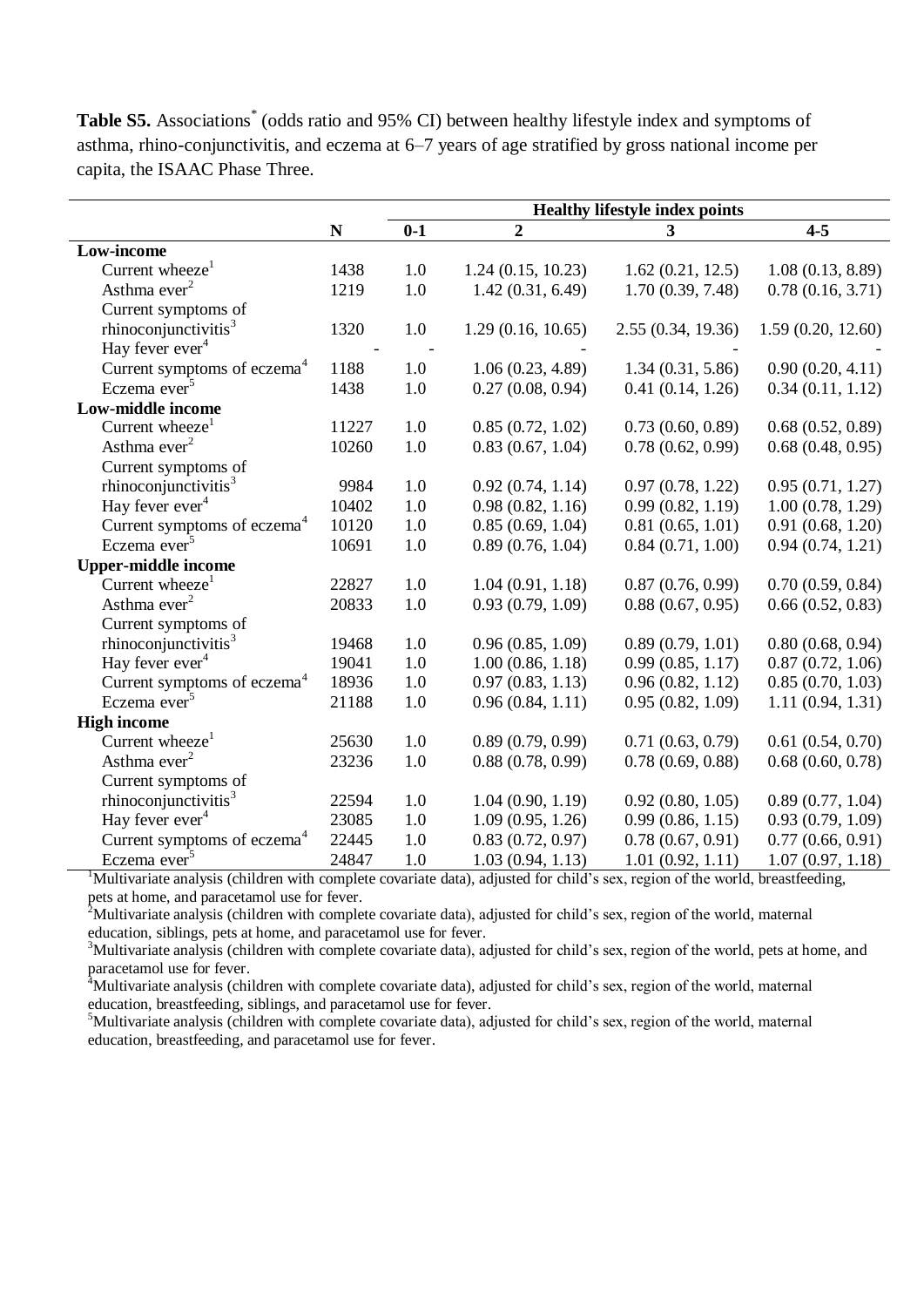**Table S5.** Associations* (odds ratio and 95% CI) between healthy lifestyle index and symptoms of asthma, rhino-conjunctivitis, and eczema at 6–7 years of age stratified by gross national income per capita, the ISAAC Phase Three.

| | | Healthy lifestyle index points | | | |
|---|---|---|---|---|---|
| | **N** | **0-1** | **2** | **3** | **4-5** |
| **Low-income** | | | | | |
| Current wheeze[1] | 1438 | 1.0 | 1.24 (0.15, 10.23) | 1.62 (0.21, 12.5) | 1.08 (0.13, 8.89) |
| Asthma ever[2] | 1219 | 1.0 | 1.42 (0.31, 6.49) | 1.70 (0.39, 7.48) | 0.78 (0.16, 3.71) |
| Current symptoms of rhinoconjunctivitis[3] | 1320 | 1.0 | 1.29 (0.16, 10.65) | 2.55 (0.34, 19.36) | 1.59 (0.20, 12.60) |
| Hay fever ever[4] | - | - | - | - | - |
| Current symptoms of eczema[4] | 1188 | 1.0 | 1.06 (0.23, 4.89) | 1.34 (0.31, 5.86) | 0.90 (0.20, 4.11) |
| Eczema ever[5] | 1438 | 1.0 | 0.27 (0.08, 0.94) | 0.41 (0.14, 1.26) | 0.34 (0.11, 1.12) |
| **Low-middle income** | | | | | |
| Current wheeze[1] | 11227 | 1.0 | 0.85 (0.72, 1.02) | 0.73 (0.60, 0.89) | 0.68 (0.52, 0.89) |
| Asthma ever[2] | 10260 | 1.0 | 0.83 (0.67, 1.04) | 0.78 (0.62, 0.99) | 0.68 (0.48, 0.95) |
| Current symptoms of rhinoconjunctivitis[3] | 9984 | 1.0 | 0.92 (0.74, 1.14) | 0.97 (0.78, 1.22) | 0.95 (0.71, 1.27) |
| Hay fever ever[4] | 10402 | 1.0 | 0.98 (0.82, 1.16) | 0.99 (0.82, 1.19) | 1.00 (0.78, 1.29) |
| Current symptoms of eczema[4] | 10120 | 1.0 | 0.85 (0.69, 1.04) | 0.81 (0.65, 1.01) | 0.91 (0.68, 1.20) |
| Eczema ever[5] | 10691 | 1.0 | 0.89 (0.76, 1.04) | 0.84 (0.71, 1.00) | 0.94 (0.74, 1.21) |
| **Upper-middle income** | | | | | |
| Current wheeze[1] | 22827 | 1.0 | 1.04 (0.91, 1.18) | 0.87 (0.76, 0.99) | 0.70 (0.59, 0.84) |
| Asthma ever[2] | 20833 | 1.0 | 0.93 (0.79, 1.09) | 0.88 (0.67, 0.95) | 0.66 (0.52, 0.83) |
| Current symptoms of rhinoconjunctivitis[3] | 19468 | 1.0 | 0.96 (0.85, 1.09) | 0.89 (0.79, 1.01) | 0.80 (0.68, 0.94) |
| Hay fever ever[4] | 19041 | 1.0 | 1.00 (0.86, 1.18) | 0.99 (0.85, 1.17) | 0.87 (0.72, 1.06) |
| Current symptoms of eczema[4] | 18936 | 1.0 | 0.97 (0.83, 1.13) | 0.96 (0.82, 1.12) | 0.85 (0.70, 1.03) |
| Eczema ever[5] | 21188 | 1.0 | 0.96 (0.84, 1.11) | 0.95 (0.82, 1.09) | 1.11 (0.94, 1.31) |
| **High income** | | | | | |
| Current wheeze[1] | 25630 | 1.0 | 0.89 (0.79, 0.99) | 0.71 (0.63, 0.79) | 0.61 (0.54, 0.70) |
| Asthma ever[2] | 23236 | 1.0 | 0.88 (0.78, 0.99) | 0.78 (0.69, 0.88) | 0.68 (0.60, 0.78) |
| Current symptoms of rhinoconjunctivitis[3] | 22594 | 1.0 | 1.04 (0.90, 1.19) | 0.92 (0.80, 1.05) | 0.89 (0.77, 1.04) |
| Hay fever ever[4] | 23085 | 1.0 | 1.09 (0.95, 1.26) | 0.99 (0.86, 1.15) | 0.93 (0.79, 1.09) |
| Current symptoms of eczema[4] | 22445 | 1.0 | 0.83 (0.72, 0.97) | 0.78 (0.67, 0.91) | 0.77 (0.66, 0.91) |
| Eczema ever[5] | 24847 | 1.0 | 1.03 (0.94, 1.13) | 1.01 (0.92, 1.11) | 1.07 (0.97, 1.18) |

[1]Multivariate analysis (children with complete covariate data), adjusted for child's sex, region of the world, breastfeeding, pets at home, and paracetamol use for fever.
[2]Multivariate analysis (children with complete covariate data), adjusted for child's sex, region of the world, maternal education, siblings, pets at home, and paracetamol use for fever.
[3]Multivariate analysis (children with complete covariate data), adjusted for child's sex, region of the world, pets at home, and paracetamol use for fever.
[4]Multivariate analysis (children with complete covariate data), adjusted for child's sex, region of the world, maternal education, breastfeeding, siblings, and paracetamol use for fever.
[5]Multivariate analysis (children with complete covariate data), adjusted for child's sex, region of the world, maternal education, breastfeeding, and paracetamol use for fever.